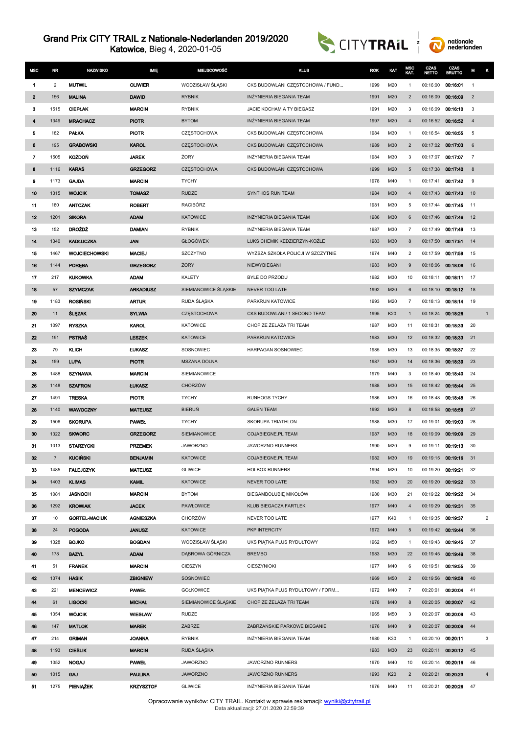# Grand Prix CITY TRAIL z Nationale-Nederlanden 2019/2020

**Katowice**, Bieg 4, 2020-01-05

| MSC | NR | NAZWISKO | IMIĘ | MIEJSCOWOŚĆ | KLUB | ROK | KAT | MSC KAT. | CZAS NETTO | CZAS BRUTTO | M | K |
|---|---|---|---|---|---|---|---|---|---|---|---|---|
| 1 | 2 | MUTWIL | OLIWIER | WODZISŁAW ŚLĄSKI | CKS BUDOWLANI CZĘSTOCHOWA / FUND... | 1999 | M20 | 1 | 00:16:00 | 00:16:01 | 1 | |
| 2 | 156 | MALINA | DAWID | RYBNIK | INŻYNIERIA BIEGANIA TEAM | 1991 | M20 | 2 | 00:16:09 | 00:16:09 | 2 | |
| 3 | 1515 | CIEPŁAK | MARCIN | RYBNIK | JACIE KOCHAM A TY BIEGASZ | 1991 | M20 | 3 | 00:16:09 | 00:16:10 | 3 | |
| 4 | 1349 | MRACHACZ | PIOTR | BYTOM | INŻYNIERIA BIEGANIA TEAM | 1997 | M20 | 4 | 00:16:52 | 00:16:52 | 4 | |
| 5 | 182 | PAŁKA | PIOTR | CZĘSTOCHOWA | CKS BUDOWLANI CZĘSTOCHOWA | 1984 | M30 | 1 | 00:16:54 | 00:16:55 | 5 | |
| 6 | 195 | GRABOWSKI | KAROL | CZĘSTOCHOWA | CKS BUDOWLANI CZĘSTOCHOWA | 1989 | M30 | 2 | 00:17:02 | 00:17:03 | 6 | |
| 7 | 1505 | KOŻDOŃ | JAREK | ŻORY | INŻYNIERIA BIEGANIA TEAM | 1984 | M30 | 3 | 00:17:07 | 00:17:07 | 7 | |
| 8 | 1116 | KARAŚ | GRZEGORZ | CZĘSTOCHOWA | CKS BUDOWLANI CZĘSTOCHOWA | 1999 | M20 | 5 | 00:17:38 | 00:17:40 | 8 | |
| 9 | 1173 | GAJDA | MARCIN | TYCHY | | 1978 | M40 | 1 | 00:17:41 | 00:17:42 | 9 | |
| 10 | 1315 | WÓJCIK | TOMASZ | RUDZE | SYNTHOS RUN TEAM | 1984 | M30 | 4 | 00:17:43 | 00:17:43 | 10 | |
| 11 | 180 | ANTCZAK | ROBERT | RACIBÓRZ | | 1981 | M30 | 5 | 00:17:44 | 00:17:45 | 11 | |
| 12 | 1201 | SIKORA | ADAM | KATOWICE | INŻYNIERIA BIEGANIA TEAM | 1986 | M30 | 6 | 00:17:46 | 00:17:46 | 12 | |
| 13 | 152 | DROŻDŻ | DAMIAN | RYBNIK | INŻYNIERIA BIEGANIA TEAM | 1987 | M30 | 7 | 00:17:49 | 00:17:49 | 13 | |
| 14 | 1340 | KADŁUCZKA | JAN | GŁOGÓWEK | LUKS CHEMIK KEDZIERZYN-KOŹLE | 1983 | M30 | 8 | 00:17:50 | 00:17:51 | 14 | |
| 15 | 1467 | WOJCIECHOWSKI | MACIEJ | SZCZYTNO | WYŻSZA SZKOŁA POLICJI W SZCZYTNIE | 1974 | M40 | 2 | 00:17:59 | 00:17:59 | 15 | |
| 16 | 1144 | PORĘBA | GRZEGORZ | ŻORY | NIEWYBIEGANI | 1983 | M30 | 9 | 00:18:06 | 00:18:06 | 16 | |
| 17 | 217 | KUKOWKA | ADAM | KALETY | BYLE DO PRZODU | 1982 | M30 | 10 | 00:18:11 | 00:18:11 | 17 | |
| 18 | 57 | SZYMCZAK | ARKADIUSZ | SIEMIANOWICE ŚLĄSKIE | NEVER TOO LATE | 1992 | M20 | 6 | 00:18:10 | 00:18:12 | 18 | |
| 19 | 1183 | ROSIŃSKI | ARTUR | RUDA ŚLĄSKA | PARKRUN KATOWICE | 1993 | M20 | 7 | 00:18:13 | 00:18:14 | 19 | |
| 20 | 11 | ŚLĘZAK | SYLWIA | CZĘSTOCHOWA | CKS BUDOWLANI/ 1 SECOND TEAM | 1995 | K20 | 1 | 00:18:24 | 00:18:26 | | 1 |
| 21 | 1097 | RYSZKA | KAROL | KATOWICE | CHOP ZE ŻELAZA TRI TEAM | 1987 | M30 | 11 | 00:18:31 | 00:18:33 | 20 | |
| 22 | 191 | PSTRAŚ | LESZEK | KATOWICE | PARKRUN KATOWICE | 1983 | M30 | 12 | 00:18:32 | 00:18:33 | 21 | |
| 23 | 79 | KLICH | ŁUKASZ | SOSNOWIEC | HARPAGAN SOSNOWIEC | 1985 | M30 | 13 | 00:18:35 | 00:18:37 | 22 | |
| 24 | 159 | LUPA | PIOTR | MSZANA DOLNA | | 1987 | M30 | 14 | 00:18:36 | 00:18:39 | 23 | |
| 25 | 1488 | SZYNAWA | MARCIN | SIEMIANOWICE | | 1979 | M40 | 3 | 00:18:40 | 00:18:40 | 24 | |
| 26 | 1148 | SZAFRON | ŁUKASZ | CHORZÓW | | 1988 | M30 | 15 | 00:18:42 | 00:18:44 | 25 | |
| 27 | 1491 | TRESKA | PIOTR | TYCHY | RUNHOGS TYCHY | 1986 | M30 | 16 | 00:18:48 | 00:18:48 | 26 | |
| 28 | 1140 | WAWOCZNY | MATEUSZ | BIERUŃ | GALEN TEAM | 1992 | M20 | 8 | 00:18:58 | 00:18:58 | 27 | |
| 29 | 1506 | SKORUPA | PAWEŁ | TYCHY | SKORUPA TRIATHLON | 1988 | M30 | 17 | 00:19:01 | 00:19:03 | 28 | |
| 30 | 1322 | SKWORC | GRZEGORZ | SIEMIANOWICE | COJABIEGNE.PL TEAM | 1987 | M30 | 18 | 00:19:09 | 00:19:09 | 29 | |
| 31 | 1013 | STARZYCKI | PRZEMEK | JAWORZNO | JAWORZNO RUNNERS | 1990 | M20 | 9 | 00:19:11 | 00:19:13 | 30 | |
| 32 | 7 | KUCIŃSKI | BENJAMIN | KATOWICE | COJABIEGNE.PL TEAM | 1982 | M30 | 19 | 00:19:15 | 00:19:16 | 31 | |
| 33 | 1485 | FALEJCZYK | MATEUSZ | GLIWICE | HOLBOX RUNNERS | 1994 | M20 | 10 | 00:19:20 | 00:19:21 | 32 | |
| 34 | 1403 | KLIMAS | KAMIL | KATOWICE | NEVER TOO LATE | 1982 | M30 | 20 | 00:19:20 | 00:19:22 | 33 | |
| 35 | 1081 | JASNOCH | MARCIN | BYTOM | BIEGAMBOLUBIĘ MIKOŁÓW | 1980 | M30 | 21 | 00:19:22 | 00:19:22 | 34 | |
| 36 | 1292 | KROWIAK | JACEK | PAWŁOWICE | KLUB BIEGACZA FARTLEK | 1977 | M40 | 4 | 00:19:29 | 00:19:31 | 35 | |
| 37 | 10 | GORTEL-MACIUK | AGNIESZKA | CHORZÓW | NEVER TOO LATE | 1977 | K40 | 1 | 00:19:35 | 00:19:37 | | 2 |
| 38 | 24 | POGODA | JANUSZ | KATOWICE | PKP INTERCITY | 1972 | M40 | 5 | 00:19:42 | 00:19:44 | 36 | |
| 39 | 1328 | BOJKO | BOGDAN | WODZISŁAW ŚLĄSKI | UKS PIĄTKA PLUS RYDUŁTOWY | 1962 | M50 | 1 | 00:19:43 | 00:19:45 | 37 | |
| 40 | 178 | BAZYL | ADAM | DĄBROWA GÓRNICZA | BREMBO | 1983 | M30 | 22 | 00:19:45 | 00:19:49 | 38 | |
| 41 | 51 | FRANEK | MARCIN | CIESZYN | CIESZYNIOKI | 1977 | M40 | 6 | 00:19:51 | 00:19:55 | 39 | |
| 42 | 1374 | HASIK | ZBIGNIEW | SOSNOWIEC | | 1969 | M50 | 2 | 00:19:56 | 00:19:58 | 40 | |
| 43 | 221 | MENCEWICZ | PAWEŁ | GOŁKOWICE | UKS PIĄTKA PLUS RYDUŁTOWY / FORM... | 1972 | M40 | 7 | 00:20:01 | 00:20:04 | 41 | |
| 44 | 61 | LIGOCKI | MICHAŁ | SIEMIANOWICE ŚLĄSKIE | CHOP ZE ŻELAZA TRI TEAM | 1978 | M40 | 8 | 00:20:05 | 00:20:07 | 42 | |
| 45 | 1354 | WÓJCIK | WIESŁAW | RUDZE | | 1965 | M50 | 3 | 00:20:07 | 00:20:09 | 43 | |
| 46 | 147 | MATLOK | MAREK | ZABRZE | ZABRZAŃSKIE PARKOWE BIEGANIE | 1976 | M40 | 9 | 00:20:07 | 00:20:09 | 44 | |
| 47 | 214 | GRIMAN | JOANNA | RYBNIK | INŻYNIERIA BIEGANIA TEAM | 1980 | K30 | 1 | 00:20:10 | 00:20:11 | | 3 |
| 48 | 1193 | CIEŚLIK | MARCIN | RUDA ŚLĄSKA | | 1983 | M30 | 23 | 00:20:11 | 00:20:12 | 45 | |
| 49 | 1052 | NOGAJ | PAWEŁ | JAWORZNO | JAWORZNO RUNNERS | 1970 | M40 | 10 | 00:20:14 | 00:20:16 | 46 | |
| 50 | 1015 | GAJ | PAULINA | JAWORZNO | JAWORZNO RUNNERS | 1993 | K20 | 2 | 00:20:21 | 00:20:23 | | 4 |
| 51 | 1275 | PIENIĄŻEK | KRZYSZTOF | GLIWICE | INŻYNIERIA BIEGANIA TEAM | 1976 | M40 | 11 | 00:20:21 | 00:20:26 | 47 | |

Opracowanie wyników: CITY TRAIL. Kontakt w sprawie reklamacji: wyniki@citytrail.pl
Data aktualizacji: 27.01.2020 22:59:39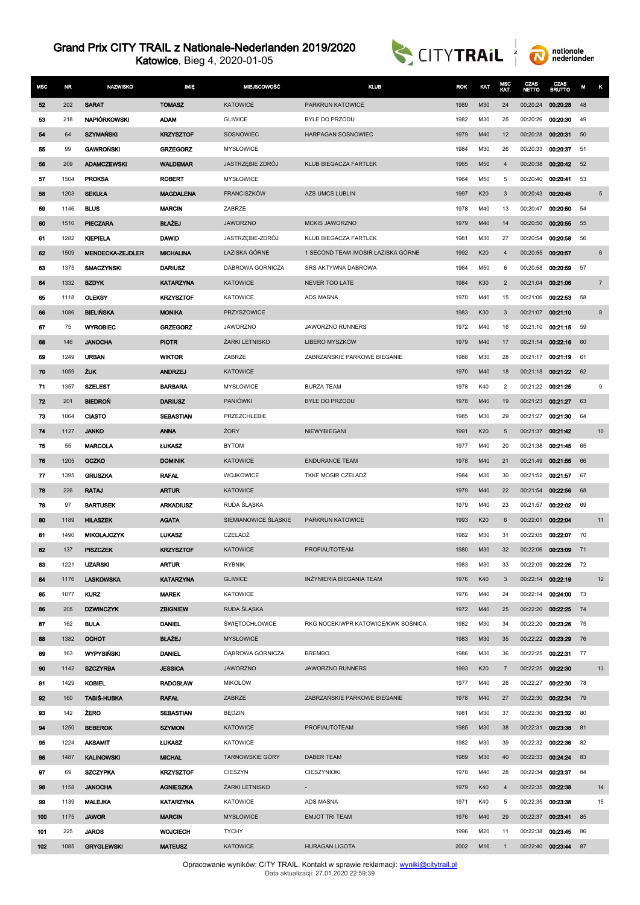# Grand Prix CITY TRAIL z Nationale-Nederlanden 2019/2020

Katowice, Bieg 4, 2020-01-05

| MSC | NR | NAZWISKO | IMIĘ | MIEJSCOWOŚĆ | KLUB | ROK | KAT | MSC KAT. | CZAS NETTO | CZAS BRUTTO | M | K |
|---|---|---|---|---|---|---|---|---|---|---|---|---|
| 52 | 202 | SARAT | TOMASZ | KATOWICE | PARKRUN KATOWICE | 1989 | M30 | 24 | 00:20:24 | 00:20:28 | 48 | |
| 53 | 218 | NAPIÓRKOWSKI | ADAM | GLIWICE | BYLE DO PRZODU | 1982 | M30 | 25 | 00:20:26 | 00:20:30 | 49 | |
| 54 | 64 | SZYMAŃSKI | KRZYSZTOF | SOSNOWIEC | HARPAGAN SOSNOWIEC | 1979 | M40 | 12 | 00:20:28 | 00:20:31 | 50 | |
| 55 | 99 | GAWROŃSKI | GRZEGORZ | MYSŁOWICE | | 1984 | M30 | 26 | 00:20:33 | 00:20:37 | 51 | |
| 56 | 209 | ADAMCZEWSKI | WALDEMAR | JASTRZĘBIE ZDRÓJ | KLUB BIEGACZA FARTLEK | 1965 | M50 | 4 | 00:20:38 | 00:20:42 | 52 | |
| 57 | 1504 | PROKSA | ROBERT | MYSŁOWICE | | 1964 | M50 | 5 | 00:20:40 | 00:20:41 | 53 | |
| 58 | 1203 | SEKUŁA | MAGDALENA | FRANCISZKÓW | AZS UMCS LUBLIN | 1997 | K20 | 3 | 00:20:43 | 00:20:45 | | 5 |
| 59 | 1146 | BLUS | MARCIN | ZABRZE | | 1978 | M40 | 13 | 00:20:47 | 00:20:50 | 54 | |
| 60 | 1510 | PIECZARA | BŁAŻEJ | JAWORZNO | MCKIS JAWORZNO | 1979 | M40 | 14 | 00:20:50 | 00:20:55 | 55 | |
| 61 | 1282 | KIEPIELA | DAWID | JASTRZĘBIE-ZDRÓJ | KLUB BIEGACZA FARTLEK | 1981 | M30 | 27 | 00:20:54 | 00:20:58 | 56 | |
| 62 | 1509 | MENDECKA-ZEJDLER | MICHALINA | ŁAZISKA GÓRNE | 1 SECOND TEAM /MOSIR ŁAZISKA GÓRNE | 1992 | K20 | 4 | 00:20:55 | 00:20:57 | | 6 |
| 63 | 1375 | SMACZYNSKI | DARIUSZ | DABROWA GORNICZA | SRS AKTYWNA DABROWA | 1964 | M50 | 6 | 00:20:58 | 00:20:59 | 57 | |
| 64 | 1332 | BZDYK | KATARZYNA | KATOWICE | NEVER TOO LATE | 1984 | K30 | 2 | 00:21:04 | 00:21:06 | | 7 |
| 65 | 1118 | OLEKSY | KRZYSZTOF | KATOWICE | ADS MASNA | 1970 | M40 | 15 | 00:21:06 | 00:22:53 | 58 | |
| 66 | 1086 | BIELIŃSKA | MONIKA | PRZYSZOWICE | | 1983 | K30 | 3 | 00:21:07 | 00:21:10 | | 8 |
| 67 | 75 | WYROBIEC | GRZEGORZ | JAWORZNO | JAWORZNO RUNNERS | 1972 | M40 | 16 | 00:21:10 | 00:21:15 | 59 | |
| 68 | 146 | JANOCHA | PIOTR | ŻARKI LETNISKO | LIBERO MYSZKÓW | 1979 | M40 | 17 | 00:21:14 | 00:22:16 | 60 | |
| 69 | 1249 | URBAN | WIKTOR | ZABRZE | ZABRZAŃSKIE PARKOWE BIEGANIE | 1988 | M30 | 28 | 00:21:17 | 00:21:19 | 61 | |
| 70 | 1059 | ŻUK | ANDRZEJ | KATOWICE | | 1970 | M40 | 18 | 00:21:18 | 00:21:22 | 62 | |
| 71 | 1357 | SZELEST | BARBARA | MYSŁOWICE | BURZA TEAM | 1978 | K40 | 2 | 00:21:22 | 00:21:25 | | 9 |
| 72 | 201 | BIEDROŃ | DARIUSZ | PANIÓWKI | BYLE DO PRZODU | 1978 | M40 | 19 | 00:21:23 | 00:21:27 | 63 | |
| 73 | 1064 | CIASTO | SEBASTIAN | PRZEZCHLEBIE | | 1985 | M30 | 29 | 00:21:27 | 00:21:30 | 64 | |
| 74 | 1127 | JANKO | ANNA | ŻORY | NIEWYBIEGANI | 1991 | K20 | 5 | 00:21:37 | 00:21:42 | | 10 |
| 75 | 55 | MARCOLA | ŁUKASZ | BYTOM | | 1977 | M40 | 20 | 00:21:38 | 00:21:45 | 65 | |
| 76 | 1205 | OCZKO | DOMINIK | KATOWICE | ENDURANCE TEAM | 1978 | M40 | 21 | 00:21:49 | 00:21:55 | 66 | |
| 77 | 1395 | GRUSZKA | RAFAŁ | WOJKOWICE | TKKF MOSIR CZELADŹ | 1984 | M30 | 30 | 00:21:52 | 00:21:57 | 67 | |
| 78 | 226 | RATAJ | ARTUR | KATOWICE | | 1979 | M40 | 22 | 00:21:54 | 00:22:56 | 68 | |
| 79 | 97 | BARTUSEK | ARKADIUSZ | RUDA ŚLĄSKA | | 1979 | M40 | 23 | 00:21:57 | 00:22:02 | 69 | |
| 80 | 1189 | HILASZEK | AGATA | SIEMIANOWICE ŚLĄSKIE | PARKRUN KATOWICE | 1993 | K20 | 6 | 00:22:01 | 00:22:04 | | 11 |
| 81 | 1490 | MIKOLAJCZYK | LUKASZ | CZELADŹ | | 1982 | M30 | 31 | 00:22:05 | 00:22:07 | 70 | |
| 82 | 137 | PISZCZEK | KRZYSZTOF | KATOWICE | PROFIAUTOTEAM | 1980 | M30 | 32 | 00:22:06 | 00:23:09 | 71 | |
| 83 | 1221 | UZARSKI | ARTUR | RYBNIK | | 1983 | M30 | 33 | 00:22:09 | 00:22:26 | 72 | |
| 84 | 1176 | LASKOWSKA | KATARZYNA | GLIWICE | INŻYNIERIA BIEGANIA TEAM | 1976 | K40 | 3 | 00:22:14 | 00:22:19 | | 12 |
| 85 | 1077 | KURZ | MAREK | KATOWICE | | 1976 | M40 | 24 | 00:22:14 | 00:24:00 | 73 | |
| 86 | 205 | DZWINCZYK | ZBIGNIEW | RUDA ŚLĄSKA | | 1972 | M40 | 25 | 00:22:20 | 00:22:25 | 74 | |
| 87 | 162 | BULA | DANIEL | ŚWIĘTOCHŁOWICE | RKG NOCEK/WPR KATOWICE/KWK SOŚNICA | 1982 | M30 | 34 | 00:22:20 | 00:23:26 | 75 | |
| 88 | 1382 | OCHOT | BŁAŻEJ | MYSŁOWICE | | 1983 | M30 | 35 | 00:22:22 | 00:23:29 | 76 | |
| 89 | 163 | WYPYSIŃSKI | DANIEL | DĄBROWA GÓRNICZA | BREMBO | 1986 | M30 | 36 | 00:22:25 | 00:22:31 | 77 | |
| 90 | 1142 | SZCZYRBA | JESSICA | JAWORZNO | JAWORZNO RUNNERS | 1993 | K20 | 7 | 00:22:25 | 00:22:30 | | 13 |
| 91 | 1429 | KOBIEL | RADOSŁAW | MIKOŁÓW | | 1977 | M40 | 26 | 00:22:27 | 00:22:30 | 78 | |
| 92 | 160 | TABIŚ-HUBKA | RAFAŁ | ZABRZE | ZABRZAŃSKIE PARKOWE BIEGANIE | 1978 | M40 | 27 | 00:22:30 | 00:22:34 | 79 | |
| 93 | 142 | ŻERO | SEBASTIAN | BĘDZIN | | 1981 | M30 | 37 | 00:22:30 | 00:23:32 | 80 | |
| 94 | 1250 | BEBEROK | SZYMON | KATOWICE | PROFIAUTOTEAM | 1985 | M30 | 38 | 00:22:31 | 00:23:38 | 81 | |
| 95 | 1224 | AKSAMIT | ŁUKASZ | KATOWICE | | 1982 | M30 | 39 | 00:22:32 | 00:22:36 | 82 | |
| 96 | 1487 | KALINOWSKI | MICHAŁ | TARNOWSKIE GÓRY | DABER TEAM | 1989 | M30 | 40 | 00:22:33 | 00:24:24 | 83 | |
| 97 | 69 | SZCZYPKA | KRZYSZTOF | CIESZYN | CIESZYNIOKI | 1978 | M40 | 28 | 00:22:34 | 00:23:37 | 84 | |
| 98 | 1158 | JANOCHA | AGNIESZKA | ŻARKI LETNISKO | - | 1979 | K40 | 4 | 00:22:35 | 00:22:38 | | 14 |
| 99 | 1139 | MALEJKA | KATARZYNA | KATOWICE | ADS MASNA | 1971 | K40 | 5 | 00:22:35 | 00:23:38 | | 15 |
| 100 | 1175 | JAWOR | MARCIN | MYSŁOWICE | EMJOT TRI TEAM | 1976 | M40 | 29 | 00:22:37 | 00:23:41 | 85 | |
| 101 | 225 | JAROS | WOJCIECH | TYCHY | | 1996 | M20 | 11 | 00:22:38 | 00:23:45 | 86 | |
| 102 | 1085 | GRYGLEWSKI | MATEUSZ | KATOWICE | HURAGAN LIGOTA | 2002 | M16 | 1 | 00:22:40 | 00:23:44 | 87 | |

Opracowanie wyników: CITY TRAIL. Kontakt w sprawie reklamacji: wyniki@citytrail.pl
Data aktualizacji: 27.01.2020 22:59:39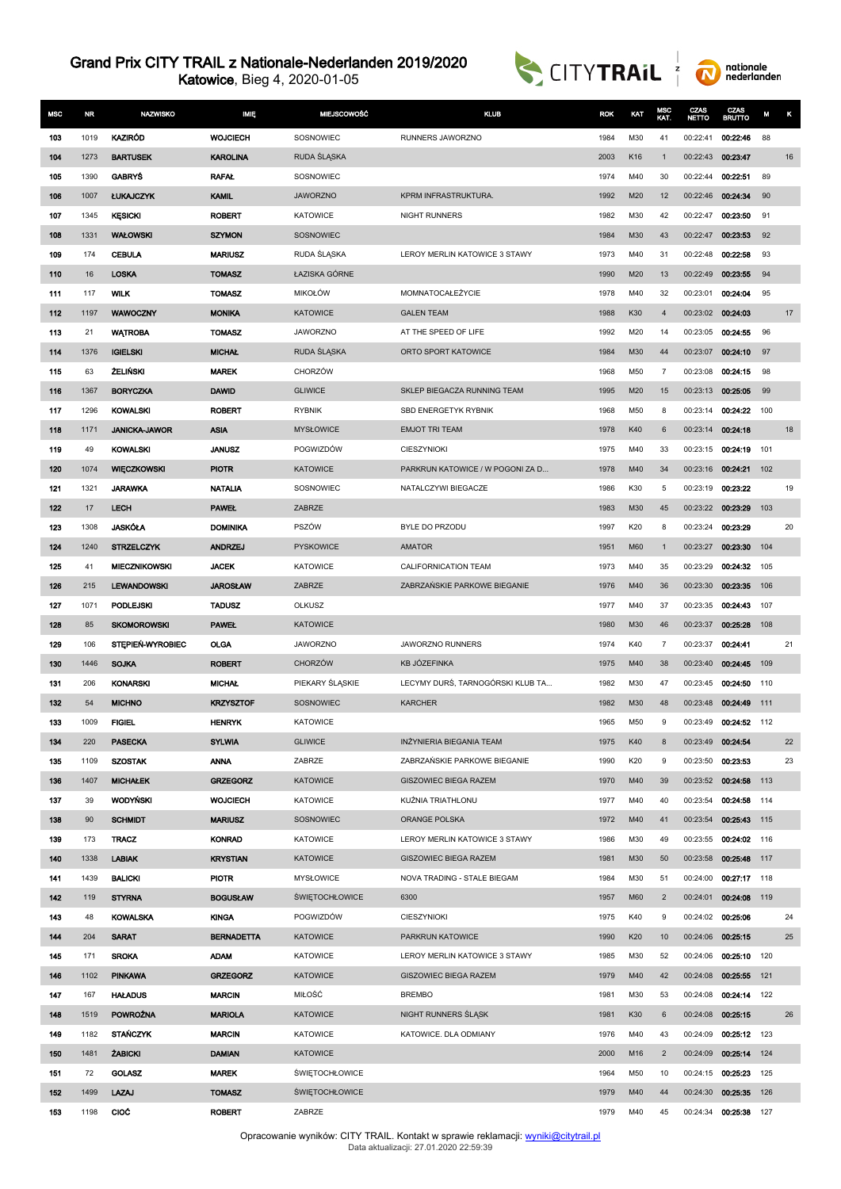# Grand Prix CITY TRAIL z Nationale-Nederlanden 2019/2020

Katowice, Bieg 4, 2020-01-05

| MSC | NR | NAZWISKO | IMIĘ | MIEJSCOWOŚĆ | KLUB | ROK | KAT | MSC KAT. | CZAS NETTO | CZAS BRUTTO | M | K |
|---|---|---|---|---|---|---|---|---|---|---|---|---|
| 103 | 1019 | KAZIRÓD | WOJCIECH | SOSNOWIEC | RUNNERS JAWORZNO | 1984 | M30 | 41 | 00:22:41 | 00:22:46 | 88 | |
| 104 | 1273 | BARTUSEK | KAROLINA | RUDA ŚLĄSKA | | 2003 | K16 | 1 | 00:22:43 | 00:23:47 | | 16 |
| 105 | 1390 | GABRYŚ | RAFAŁ | SOSNOWIEC | | 1974 | M40 | 30 | 00:22:44 | 00:22:51 | 89 | |
| 106 | 1007 | ŁUKAJCZYK | KAMIL | JAWORZNO | KPRM INFRASTRUKTURA. | 1992 | M20 | 12 | 00:22:46 | 00:24:34 | 90 | |
| 107 | 1345 | KĘSICKI | ROBERT | KATOWICE | NIGHT RUNNERS | 1982 | M30 | 42 | 00:22:47 | 00:23:50 | 91 | |
| 108 | 1331 | WAŁOWSKI | SZYMON | SOSNOWIEC | | 1984 | M30 | 43 | 00:22:47 | 00:23:53 | 92 | |
| 109 | 174 | CEBULA | MARIUSZ | RUDA ŚLĄSKA | LEROY MERLIN KATOWICE 3 STAWY | 1973 | M40 | 31 | 00:22:48 | 00:22:58 | 93 | |
| 110 | 16 | LOSKA | TOMASZ | ŁAZISKA GÓRNE | | 1990 | M20 | 13 | 00:22:49 | 00:23:55 | 94 | |
| 111 | 117 | WILK | TOMASZ | MIKOŁÓW | MOMNATOCAŁEŻYCIE | 1978 | M40 | 32 | 00:23:01 | 00:24:04 | 95 | |
| 112 | 1197 | WAWOCZNY | MONIKA | KATOWICE | GALEN TEAM | 1988 | K30 | 4 | 00:23:02 | 00:24:03 | | 17 |
| 113 | 21 | WĄTROBA | TOMASZ | JAWORZNO | AT THE SPEED OF LIFE | 1992 | M20 | 14 | 00:23:05 | 00:24:55 | 96 | |
| 114 | 1376 | IGIELSKI | MICHAŁ | RUDA ŚLĄSKA | ORTO SPORT KATOWICE | 1984 | M30 | 44 | 00:23:07 | 00:24:10 | 97 | |
| 115 | 63 | ŻELIŃSKI | MAREK | CHORZÓW | | 1968 | M50 | 7 | 00:23:08 | 00:24:15 | 98 | |
| 116 | 1367 | BORYCZKA | DAWID | GLIWICE | SKLEP BIEGACZA RUNNING TEAM | 1995 | M20 | 15 | 00:23:13 | 00:25:05 | 99 | |
| 117 | 1296 | KOWALSKI | ROBERT | RYBNIK | SBD ENERGETYK RYBNIK | 1968 | M50 | 8 | 00:23:14 | 00:24:22 | 100 | |
| 118 | 1171 | JANICKA-JAWOR | ASIA | MYSŁOWICE | EMJOT TRI TEAM | 1978 | K40 | 6 | 00:23:14 | 00:24:18 | | 18 |
| 119 | 49 | KOWALSKI | JANUSZ | POGWIZDÓW | CIESZYNIOKI | 1975 | M40 | 33 | 00:23:15 | 00:24:19 | 101 | |
| 120 | 1074 | WIĘCZKOWSKI | PIOTR | KATOWICE | PARKRUN KATOWICE / W POGONI ZA D... | 1978 | M40 | 34 | 00:23:16 | 00:24:21 | 102 | |
| 121 | 1321 | JARAWKA | NATALIA | SOSNOWIEC | NATALCZYWI BIEGACZE | 1986 | K30 | 5 | 00:23:19 | 00:23:22 | | 19 |
| 122 | 17 | LECH | PAWEŁ | ZABRZE | | 1983 | M30 | 45 | 00:23:22 | 00:23:29 | 103 | |
| 123 | 1308 | JASKÓŁA | DOMINIKA | PSZÓW | BYLE DO PRZODU | 1997 | K20 | 8 | 00:23:24 | 00:23:29 | | 20 |
| 124 | 1240 | STRZELCZYK | ANDRZEJ | PYSKOWICE | AMATOR | 1951 | M60 | 1 | 00:23:27 | 00:23:30 | 104 | |
| 125 | 41 | MIECZNIKOWSKI | JACEK | KATOWICE | CALIFORNICATION TEAM | 1973 | M40 | 35 | 00:23:29 | 00:24:32 | 105 | |
| 126 | 215 | LEWANDOWSKI | JAROSŁAW | ZABRZE | ZABRZAŃSKIE PARKOWE BIEGANIE | 1976 | M40 | 36 | 00:23:30 | 00:23:35 | 106 | |
| 127 | 1071 | PODLEJSKI | TADUSZ | OLKUSZ | | 1977 | M40 | 37 | 00:23:35 | 00:24:43 | 107 | |
| 128 | 85 | SKOMOROWSKI | PAWEŁ | KATOWICE | | 1980 | M30 | 46 | 00:23:37 | 00:25:28 | 108 | |
| 129 | 106 | STĘPIEŃ-WYROBIEC | OLGA | JAWORZNO | JAWORZNO RUNNERS | 1974 | K40 | 7 | 00:23:37 | 00:24:41 | | 21 |
| 130 | 1446 | SOJKA | ROBERT | CHORZÓW | KB JÓZEFINKA | 1975 | M40 | 38 | 00:23:40 | 00:24:45 | 109 | |
| 131 | 206 | KONARSKI | MICHAŁ | PIEKARY ŚLĄSKIE | LECYMY DURŚ, TARNOGÓRSKI KLUB TA... | 1982 | M30 | 47 | 00:23:45 | 00:24:50 | 110 | |
| 132 | 54 | MICHNO | KRZYSZTOF | SOSNOWIEC | KARCHER | 1982 | M30 | 48 | 00:23:48 | 00:24:49 | 111 | |
| 133 | 1009 | FIGIEL | HENRYK | KATOWICE | | 1965 | M50 | 9 | 00:23:49 | 00:24:52 | 112 | |
| 134 | 220 | PASECKA | SYLWIA | GLIWICE | INŻYNIERIA BIEGANIA TEAM | 1975 | K40 | 8 | 00:23:49 | 00:24:54 | | 22 |
| 135 | 1109 | SZOSTAK | ANNA | ZABRZE | ZABRZAŃSKIE PARKOWE BIEGANIE | 1990 | K20 | 9 | 00:23:50 | 00:23:53 | | 23 |
| 136 | 1407 | MICHAŁEK | GRZEGORZ | KATOWICE | GISZOWIEC BIEGA RAZEM | 1970 | M40 | 39 | 00:23:52 | 00:24:58 | 113 | |
| 137 | 39 | WODYŃSKI | WOJCIECH | KATOWICE | KUŹNIA TRIATHLONU | 1977 | M40 | 40 | 00:23:54 | 00:24:58 | 114 | |
| 138 | 90 | SCHMIDT | MARIUSZ | SOSNOWIEC | ORANGE POLSKA | 1972 | M40 | 41 | 00:23:54 | 00:25:43 | 115 | |
| 139 | 173 | TRACZ | KONRAD | KATOWICE | LEROY MERLIN KATOWICE 3 STAWY | 1986 | M30 | 49 | 00:23:55 | 00:24:02 | 116 | |
| 140 | 1338 | LABIAK | KRYSTIAN | KATOWICE | GISZOWIEC BIEGA RAZEM | 1981 | M30 | 50 | 00:23:58 | 00:25:48 | 117 | |
| 141 | 1439 | BALICKI | PIOTR | MYSŁOWICE | NOVA TRADING - STALE BIEGAM | 1984 | M30 | 51 | 00:24:00 | 00:27:17 | 118 | |
| 142 | 119 | STYRNA | BOGUSŁAW | ŚWIĘTOCHŁOWICE | 6300 | 1957 | M60 | 2 | 00:24:01 | 00:24:08 | 119 | |
| 143 | 48 | KOWALSKA | KINGA | POGWIZDÓW | CIESZYNIOKI | 1975 | K40 | 9 | 00:24:02 | 00:25:06 | | 24 |
| 144 | 204 | SARAT | BERNADETTA | KATOWICE | PARKRUN KATOWICE | 1990 | K20 | 10 | 00:24:06 | 00:25:15 | | 25 |
| 145 | 171 | SROKA | ADAM | KATOWICE | LEROY MERLIN KATOWICE 3 STAWY | 1985 | M30 | 52 | 00:24:06 | 00:25:10 | 120 | |
| 146 | 1102 | PINKAWA | GRZEGORZ | KATOWICE | GISZOWIEC BIEGA RAZEM | 1979 | M40 | 42 | 00:24:08 | 00:25:55 | 121 | |
| 147 | 167 | HAŁADUS | MARCIN | MIŁOŚĆ | BREMBO | 1981 | M30 | 53 | 00:24:08 | 00:24:14 | 122 | |
| 148 | 1519 | POWROŹNA | MARIOLA | KATOWICE | NIGHT RUNNERS ŚLĄSK | 1981 | K30 | 6 | 00:24:08 | 00:25:15 | | 26 |
| 149 | 1182 | STAŃCZYK | MARCIN | KATOWICE | KATOWICE. DLA ODMIANY | 1976 | M40 | 43 | 00:24:09 | 00:25:12 | 123 | |
| 150 | 1481 | ŻABICKI | DAMIAN | KATOWICE | | 2000 | M16 | 2 | 00:24:09 | 00:25:14 | 124 | |
| 151 | 72 | GOLASZ | MAREK | ŚWIĘTOCHŁOWICE | | 1964 | M50 | 10 | 00:24:15 | 00:25:23 | 125 | |
| 152 | 1499 | LAZAJ | TOMASZ | ŚWIĘTOCHŁOWICE | | 1979 | M40 | 44 | 00:24:30 | 00:25:35 | 126 | |
| 153 | 1198 | CIOĆ | ROBERT | ZABRZE | | 1979 | M40 | 45 | 00:24:34 | 00:25:38 | 127 | |

Opracowanie wyników: CITY TRAIL. Kontakt w sprawie reklamacji: wyniki@citytrail.pl
Data aktualizacji: 27.01.2020 22:59:39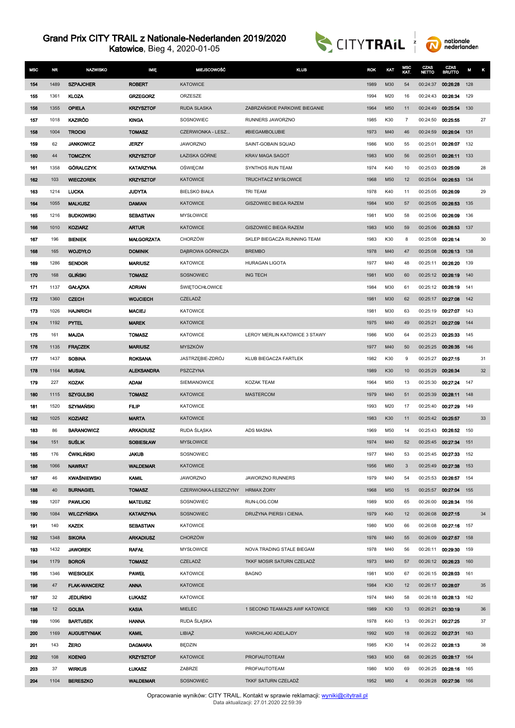# Grand Prix CITY TRAIL z Nationale-Nederlanden 2019/2020

**Katowice**, Bieg 4, 2020-01-05

| MSC | NR | NAZWISKO | IMIĘ | MIEJSCOWOŚĆ | KLUB | ROK | KAT | MSC KAT. | CZAS NETTO | CZAS BRUTTO | M | K |
|---|---|---|---|---|---|---|---|---|---|---|---|---|
| 154 | 1489 | SZPAJCHER | ROBERT | KATOWICE | | 1989 | M30 | 54 | 00:24:37 | 00:26:28 | 128 | |
| 155 | 1361 | KLOZA | GRZEGORZ | ORZESZE | | 1994 | M20 | 16 | 00:24:43 | 00:26:34 | 129 | |
| 156 | 1355 | OPIELA | KRZYSZTOF | RUDA SLASKA | ZABRZAŃSKIE PARKOWE BIEGANIE | 1964 | M50 | 11 | 00:24:49 | 00:25:54 | 130 | |
| 157 | 1018 | KAZIRÓD | KINGA | SOSNOWIEC | RUNNERS JAWORZNO | 1985 | K30 | 7 | 00:24:50 | 00:25:55 | | 27 |
| 158 | 1004 | TROCKI | TOMASZ | CZERWIONKA - LESZ... | #BIEGAMBOLUBIE | 1973 | M40 | 46 | 00:24:59 | 00:26:04 | 131 | |
| 159 | 62 | JANKOWICZ | JERZY | JAWORZNO | SAINT-GOBAIN SQUAD | 1986 | M30 | 55 | 00:25:01 | 00:26:07 | 132 | |
| 160 | 44 | TOMCZYK | KRZYSZTOF | ŁAZISKA GÓRNE | KRAV MAGA SAGOT | 1983 | M30 | 56 | 00:25:01 | 00:26:11 | 133 | |
| 161 | 1358 | GÓRALCZYK | KATARZYNA | OŚWIĘCIM | SYNTHOS RUN TEAM | 1974 | K40 | 10 | 00:25:03 | 00:25:09 | | 28 |
| 162 | 103 | WIECZOREK | KRZYSZTOF | KATOWICE | TRUCHTACZ MYSŁOWICE | 1968 | M50 | 12 | 00:25:04 | 00:26:53 | 134 | |
| 163 | 1214 | LUCKA | JUDYTA | BIELSKO BIAŁA | TRI TEAM | 1978 | K40 | 11 | 00:25:05 | 00:26:09 | | 29 |
| 164 | 1055 | MALKUSZ | DAMIAN | KATOWICE | GISZOWIEC BIEGA RAZEM | 1984 | M30 | 57 | 00:25:05 | 00:26:53 | 135 | |
| 165 | 1216 | BUDKOWSKI | SEBASTIAN | MYSŁOWICE | | 1981 | M30 | 58 | 00:25:06 | 00:26:09 | 136 | |
| 166 | 1010 | KOZIARZ | ARTUR | KATOWICE | GISZOWIEC BIEGA RAZEM | 1983 | M30 | 59 | 00:25:06 | 00:26:53 | 137 | |
| 167 | 196 | BIENIEK | MAŁGORZATA | CHORZÓW | SKLEP BIEGACZA RUNNING TEAM | 1983 | K30 | 8 | 00:25:08 | 00:26:14 | | 30 |
| 168 | 165 | WOJDYŁO | DOMINIK | DĄBROWA GÓRNICZA | BREMBO | 1978 | M40 | 47 | 00:25:08 | 00:26:13 | 138 | |
| 169 | 1286 | SENDOR | MARIUSZ | KATOWICE | HURAGAN LIGOTA | 1977 | M40 | 48 | 00:25:11 | 00:26:20 | 139 | |
| 170 | 168 | GLIŃSKI | TOMASZ | SOSNOWIEC | ING TECH | 1981 | M30 | 60 | 00:25:12 | 00:26:19 | 140 | |
| 171 | 1137 | GAŁĄZKA | ADRIAN | ŚWIĘTOCHŁOWICE | | 1984 | M30 | 61 | 00:25:12 | 00:26:19 | 141 | |
| 172 | 1360 | CZECH | WOJCIECH | CZELADŹ | | 1981 | M30 | 62 | 00:25:17 | 00:27:08 | 142 | |
| 173 | 1026 | HAJNRICH | MACIEJ | KATOWICE | | 1981 | M30 | 63 | 00:25:19 | 00:27:07 | 143 | |
| 174 | 1192 | PYTEL | MAREK | KATOWICE | | 1975 | M40 | 49 | 00:25:21 | 00:27:09 | 144 | |
| 175 | 161 | MAJDA | TOMASZ | KATOWICE | LEROY MERLIN KATOWICE 3 STAWY | 1986 | M30 | 64 | 00:25:23 | 00:25:33 | 145 | |
| 176 | 1135 | FRĄCZEK | MARIUSZ | MYSZKÓW | | 1977 | M40 | 50 | 00:25:25 | 00:26:35 | 146 | |
| 177 | 1437 | SOBINA | ROKSANA | JASTRZĘBIE-ZDRÓJ | KLUB BIEGACZA FARTLEK | 1982 | K30 | 9 | 00:25:27 | 00:27:15 | | 31 |
| 178 | 1164 | MUSIAŁ | ALEKSANDRA | PSZCZYNA | | 1989 | K30 | 10 | 00:25:29 | 00:26:34 | | 32 |
| 179 | 227 | KOZAK | ADAM | SIEMIANOWICE | KOZAK TEAM | 1964 | M50 | 13 | 00:25:30 | 00:27:24 | 147 | |
| 180 | 1115 | SZYGULSKI | TOMASZ | KATOWICE | MASTERCOM | 1979 | M40 | 51 | 00:25:39 | 00:28:11 | 148 | |
| 181 | 1520 | SZYMAŃSKI | FILIP | KATOWICE | | 1993 | M20 | 17 | 00:25:40 | 00:27:29 | 149 | |
| 182 | 1025 | KOZIARZ | MARTA | KATOWICE | | 1983 | K30 | 11 | 00:25:42 | 00:25:57 | | 33 |
| 183 | 86 | BARANOWICZ | ARKADIUSZ | RUDA ŚLĄSKA | ADS MASNA | 1969 | M50 | 14 | 00:25:43 | 00:26:52 | 150 | |
| 184 | 151 | SUŚLIK | SOBIESŁAW | MYSŁOWICE | | 1974 | M40 | 52 | 00:25:45 | 00:27:34 | 151 | |
| 185 | 176 | ĆWIKLIŃSKI | JAKUB | SOSNOWIEC | | 1977 | M40 | 53 | 00:25:45 | 00:27:33 | 152 | |
| 186 | 1066 | NAWRAT | WALDEMAR | KATOWICE | | 1956 | M60 | 3 | 00:25:49 | 00:27:38 | 153 | |
| 187 | 46 | KWAŚNIEWSKI | KAMIL | JAWORZNO | JAWORZNO RUNNERS | 1979 | M40 | 54 | 00:25:53 | 00:26:57 | 154 | |
| 188 | 40 | BURNAGIEL | TOMASZ | CZERWIONKA-LESZCZYNY | HRMAX ŻORY | 1968 | M50 | 15 | 00:25:57 | 00:27:04 | 155 | |
| 189 | 1207 | PAWLICKI | MATEUSZ | SOSNOWIEC | RUN-LOG.COM | 1989 | M30 | 65 | 00:26:00 | 00:28:34 | 156 | |
| 190 | 1084 | WILCZYŃSKA | KATARZYNA | SOSNOWIEC | DRUŻYNA PIERSI I CIENIA. | 1979 | K40 | 12 | 00:26:08 | 00:27:15 | | 34 |
| 191 | 140 | KAZEK | SEBASTIAN | KATOWICE | | 1980 | M30 | 66 | 00:26:08 | 00:27:16 | 157 | |
| 192 | 1348 | SIKORA | ARKADIUSZ | CHORZÓW | | 1976 | M40 | 55 | 00:26:09 | 00:27:57 | 158 | |
| 193 | 1432 | JAWOREK | RAFAŁ | MYSŁOWICE | NOVA TRADING STALE BIEGAM | 1978 | M40 | 56 | 00:26:11 | 00:29:30 | 159 | |
| 194 | 1179 | BOROŃ | TOMASZ | CZELADŹ | TKKF MOSIR SATURN CZELADŹ | 1973 | M40 | 57 | 00:26:12 | 00:26:23 | 160 | |
| 195 | 1346 | WIESIOŁEK | PAWEŁ | KATOWICE | BAGNO | 1981 | M30 | 67 | 00:26:15 | 00:28:03 | 161 | |
| 196 | 47 | FLAK-WANCERZ | ANNA | KATOWICE | | 1984 | K30 | 12 | 00:26:17 | 00:28:07 | | 35 |
| 197 | 32 | JEDLIŃSKI | ŁUKASZ | KATOWICE | | 1974 | M40 | 58 | 00:26:18 | 00:28:13 | 162 | |
| 198 | 12 | GOLBA | KASIA | MIELEC | 1 SECOND TEAM/AZS AWF KATOWICE | 1989 | K30 | 13 | 00:26:21 | 00:30:19 | | 36 |
| 199 | 1096 | BARTUSEK | HANNA | RUDA ŚLĄSKA | | 1978 | K40 | 13 | 00:26:21 | 00:27:25 | | 37 |
| 200 | 1169 | AUGUSTYNIAK | KAMIL | LIBIĄŻ | WARCHLAKI ADELAJDY | 1992 | M20 | 18 | 00:26:22 | 00:27:31 | 163 | |
| 201 | 143 | ŻERO | DAGMARA | BĘDZIN | | 1985 | K30 | 14 | 00:26:22 | 00:28:13 | | 38 |
| 202 | 108 | KOENIG | KRZYSZTOF | KATOWICE | PROFIAUTOTEAM | 1983 | M30 | 68 | 00:26:25 | 00:28:17 | 164 | |
| 203 | 37 | WIRKUS | ŁUKASZ | ZABRZE | PROFIAUTOTEAM | 1980 | M30 | 69 | 00:26:25 | 00:28:16 | 165 | |
| 204 | 1104 | BERESZKO | WALDEMAR | SOSNOWIEC | TKKF SATURN CZELADŹ | 1952 | M60 | 4 | 00:26:28 | 00:27:36 | 166 | |

Opracowanie wyników: CITY TRAIL. Kontakt w sprawie reklamacji: wyniki@citytrail.pl
Data aktualizacji: 27.01.2020 22:59:39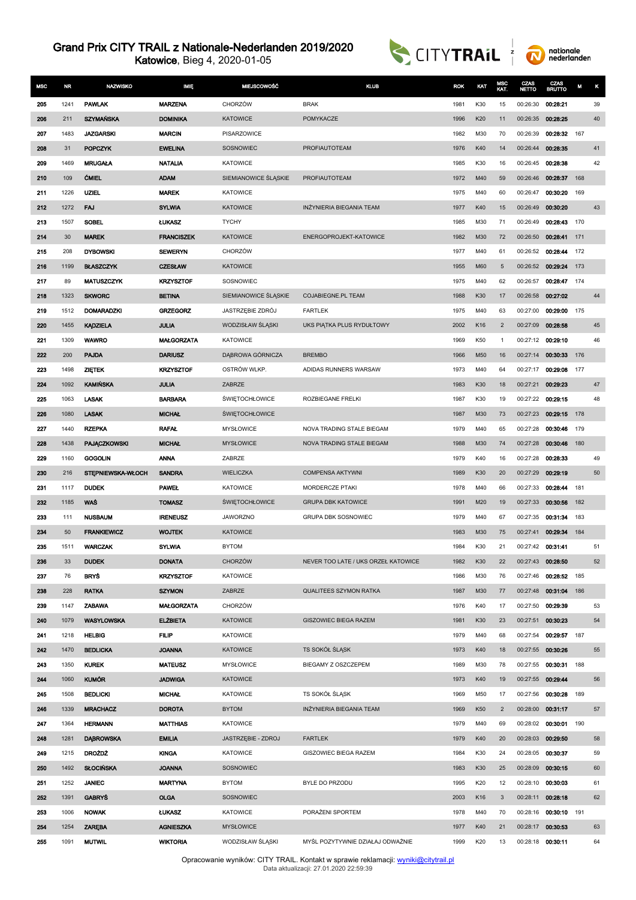# Grand Prix CITY TRAIL z Nationale-Nederlanden 2019/2020

**Katowice**, Bieg 4, 2020-01-05

| MSC | NR | NAZWISKO | IMIĘ | MIEJSCOWOŚĆ | KLUB | ROK | KAT | MSC KAT. | CZAS NETTO | CZAS BRUTTO | M | K |
|---|---|---|---|---|---|---|---|---|---|---|---|---|
| 205 | 1241 | PAWLAK | MARZENA | CHORZÓW | BRAK | 1981 | K30 | 15 | 00:26:30 | 00:28:21 | | 39 |
| 206 | 211 | SZYMAŃSKA | DOMINIKA | KATOWICE | POMYKACZE | 1996 | K20 | 11 | 00:26:35 | 00:28:25 | | 40 |
| 207 | 1483 | JAZGARSKI | MARCIN | PISARZOWICE | | 1982 | M30 | 70 | 00:26:39 | 00:28:32 | 167 | |
| 208 | 31 | POPCZYK | EWELINA | SOSNOWIEC | PROFIAUTOTEAM | 1976 | K40 | 14 | 00:26:44 | 00:28:35 | | 41 |
| 209 | 1469 | MRUGAŁA | NATALIA | KATOWICE | | 1985 | K30 | 16 | 00:26:45 | 00:28:38 | | 42 |
| 210 | 109 | ĆMIEL | ADAM | SIEMIANOWICE ŚLĄSKIE | PROFIAUTOTEAM | 1972 | M40 | 59 | 00:26:46 | 00:28:37 | 168 | |
| 211 | 1226 | UZIEL | MAREK | KATOWICE | | 1975 | M40 | 60 | 00:26:47 | 00:30:20 | 169 | |
| 212 | 1272 | FAJ | SYLWIA | KATOWICE | INŻYNIERIA BIEGANIA TEAM | 1977 | K40 | 15 | 00:26:49 | 00:30:20 | | 43 |
| 213 | 1507 | SOBEL | ŁUKASZ | TYCHY | | 1985 | M30 | 71 | 00:26:49 | 00:28:43 | 170 | |
| 214 | 30 | MAREK | FRANCISZEK | KATOWICE | ENERGOPROJEKT-KATOWICE | 1982 | M30 | 72 | 00:26:50 | 00:28:41 | 171 | |
| 215 | 208 | DYBOWSKI | SEWERYN | CHORZÓW | | 1977 | M40 | 61 | 00:26:52 | 00:28:44 | 172 | |
| 216 | 1199 | BŁASZCZYK | CZESŁAW | KATOWICE | | 1955 | M60 | 5 | 00:26:52 | 00:29:24 | 173 | |
| 217 | 89 | MATUSZCZYK | KRZYSZTOF | SOSNOWIEC | | 1975 | M40 | 62 | 00:26:57 | 00:28:47 | 174 | |
| 218 | 1323 | SKWORC | BETINA | SIEMIANOWICE ŚLĄSKIE | COJABIEGNE.PL TEAM | 1988 | K30 | 17 | 00:26:58 | 00:27:02 | | 44 |
| 219 | 1512 | DOMARADZKI | GRZEGORZ | JASTRZĘBIE ZDRÓJ | FARTLEK | 1975 | M40 | 63 | 00:27:00 | 00:29:00 | 175 | |
| 220 | 1455 | KĄDZIELA | JULIA | WODZISŁAW ŚLĄSKI | UKS PIĄTKA PLUS RYDUŁTOWY | 2002 | K16 | 2 | 00:27:09 | 00:28:58 | | 45 |
| 221 | 1309 | WAWRO | MAŁGORZATA | KATOWICE | | 1969 | K50 | 1 | 00:27:12 | 00:29:10 | | 46 |
| 222 | 200 | PAJDA | DARIUSZ | DĄBROWA GÓRNICZA | BREMBO | 1966 | M50 | 16 | 00:27:14 | 00:30:33 | 176 | |
| 223 | 1498 | ZIĘTEK | KRZYSZTOF | OSTRÓW WLKP. | ADIDAS RUNNERS WARSAW | 1973 | M40 | 64 | 00:27:17 | 00:29:08 | 177 | |
| 224 | 1092 | KAMIŃSKA | JULIA | ZABRZE | | 1983 | K30 | 18 | 00:27:21 | 00:29:23 | | 47 |
| 225 | 1063 | LASAK | BARBARA | ŚWIĘTOCHŁOWICE | ROZBIEGANE FRELKI | 1987 | K30 | 19 | 00:27:22 | 00:29:15 | | 48 |
| 226 | 1080 | LASAK | MICHAŁ | ŚWIĘTOCHŁOWICE | | 1987 | M30 | 73 | 00:27:23 | 00:29:15 | 178 | |
| 227 | 1440 | RZEPKA | RAFAŁ | MYSŁOWICE | NOVA TRADING STALE BIEGAM | 1979 | M40 | 65 | 00:27:28 | 00:30:46 | 179 | |
| 228 | 1438 | PAJĄCZKOWSKI | MICHAŁ | MYSŁOWICE | NOVA TRADING STALE BIEGAM | 1988 | M30 | 74 | 00:27:28 | 00:30:46 | 180 | |
| 229 | 1160 | GOGOLIN | ANNA | ZABRZE | | 1979 | K40 | 16 | 00:27:28 | 00:28:33 | | 49 |
| 230 | 216 | STĘPNIEWSKA-WŁOCH | SANDRA | WIELICZKA | COMPENSA AKTYWNI | 1989 | K30 | 20 | 00:27:29 | 00:29:19 | | 50 |
| 231 | 1117 | DUDEK | PAWEŁ | KATOWICE | MORDERCZE PTAKI | 1978 | M40 | 66 | 00:27:33 | 00:28:44 | 181 | |
| 232 | 1185 | WAŚ | TOMASZ | ŚWIĘTOCHŁOWICE | GRUPA DBK KATOWICE | 1991 | M20 | 19 | 00:27:33 | 00:30:56 | 182 | |
| 233 | 111 | NUSBAUM | IRENEUSZ | JAWORZNO | GRUPA DBK SOSNOWIEC | 1979 | M40 | 67 | 00:27:35 | 00:31:34 | 183 | |
| 234 | 50 | FRANKIEWICZ | WOJTEK | KATOWICE | | 1983 | M30 | 75 | 00:27:41 | 00:29:34 | 184 | |
| 235 | 1511 | WARCZAK | SYLWIA | BYTOM | | 1984 | K30 | 21 | 00:27:42 | 00:31:41 | | 51 |
| 236 | 33 | DUDEK | DONATA | CHORZÓW | NEVER TOO LATE / UKS ORZEŁ KATOWICE | 1982 | K30 | 22 | 00:27:43 | 00:28:50 | | 52 |
| 237 | 76 | BRYŚ | KRZYSZTOF | KATOWICE | | 1986 | M30 | 76 | 00:27:46 | 00:28:52 | 185 | |
| 238 | 228 | RATKA | SZYMON | ZABRZE | QUALITEES SZYMON RATKA | 1987 | M30 | 77 | 00:27:48 | 00:31:04 | 186 | |
| 239 | 1147 | ZABAWA | MAŁGORZATA | CHORZÓW | | 1976 | K40 | 17 | 00:27:50 | 00:29:39 | | 53 |
| 240 | 1079 | WASYLOWSKA | ELŻBIETA | KATOWICE | GISZOWIEC BIEGA RAZEM | 1981 | K30 | 23 | 00:27:51 | 00:30:23 | | 54 |
| 241 | 1218 | HELBIG | FILIP | KATOWICE | | 1979 | M40 | 68 | 00:27:54 | 00:29:57 | 187 | |
| 242 | 1470 | BEDLICKA | JOANNA | KATOWICE | TS SOKÓŁ ŚLĄSK | 1973 | K40 | 18 | 00:27:55 | 00:30:26 | | 55 |
| 243 | 1350 | KUREK | MATEUSZ | MYSŁOWICE | BIEGAMY Z OSZCZEPEM | 1989 | M30 | 78 | 00:27:55 | 00:30:31 | 188 | |
| 244 | 1060 | KUMÓR | JADWIGA | KATOWICE | | 1973 | K40 | 19 | 00:27:55 | 00:29:44 | | 56 |
| 245 | 1508 | BEDLICKI | MICHAŁ | KATOWICE | TS SOKÓŁ ŚLĄSK | 1969 | M50 | 17 | 00:27:56 | 00:30:28 | 189 | |
| 246 | 1339 | MRACHACZ | DOROTA | BYTOM | INŻYNIERIA BIEGANIA TEAM | 1969 | K50 | 2 | 00:28:00 | 00:31:17 | | 57 |
| 247 | 1364 | HERMANN | MATTHIAS | KATOWICE | | 1979 | M40 | 69 | 00:28:02 | 00:30:01 | 190 | |
| 248 | 1281 | DĄBROWSKA | EMILIA | JASTRZĘBIE - ZDROJ | FARTLEK | 1979 | K40 | 20 | 00:28:03 | 00:29:50 | | 58 |
| 249 | 1215 | DROŻDŻ | KINGA | KATOWICE | GISZOWIEC BIEGA RAZEM | 1984 | K30 | 24 | 00:28:05 | 00:30:37 | | 59 |
| 250 | 1492 | SŁOCIŃSKA | JOANNA | SOSNOWIEC | | 1983 | K30 | 25 | 00:28:09 | 00:30:15 | | 60 |
| 251 | 1252 | JANIEC | MARTYNA | BYTOM | BYLE DO PRZODU | 1995 | K20 | 12 | 00:28:10 | 00:30:03 | | 61 |
| 252 | 1391 | GABRYŚ | OLGA | SOSNOWIEC | | 2003 | K16 | 3 | 00:28:11 | 00:28:18 | | 62 |
| 253 | 1006 | NOWAK | ŁUKASZ | KATOWICE | PORAŻENI SPORTEM | 1978 | M40 | 70 | 00:28:16 | 00:30:10 | 191 | |
| 254 | 1254 | ZARĘBA | AGNIESZKA | MYSŁOWICE | | 1977 | K40 | 21 | 00:28:17 | 00:30:53 | | 63 |
| 255 | 1091 | MUTWIL | WIKTORIA | WODZISŁAW ŚLĄSKI | MYŚL POZYTYWNIE DZIAŁAJ ODWAŻNIE | 1999 | K20 | 13 | 00:28:18 | 00:30:11 | | 64 |

Opracowanie wyników: CITY TRAIL. Kontakt w sprawie reklamacji: wyniki@citytrail.pl
Data aktualizacji: 27.01.2020 22:59:39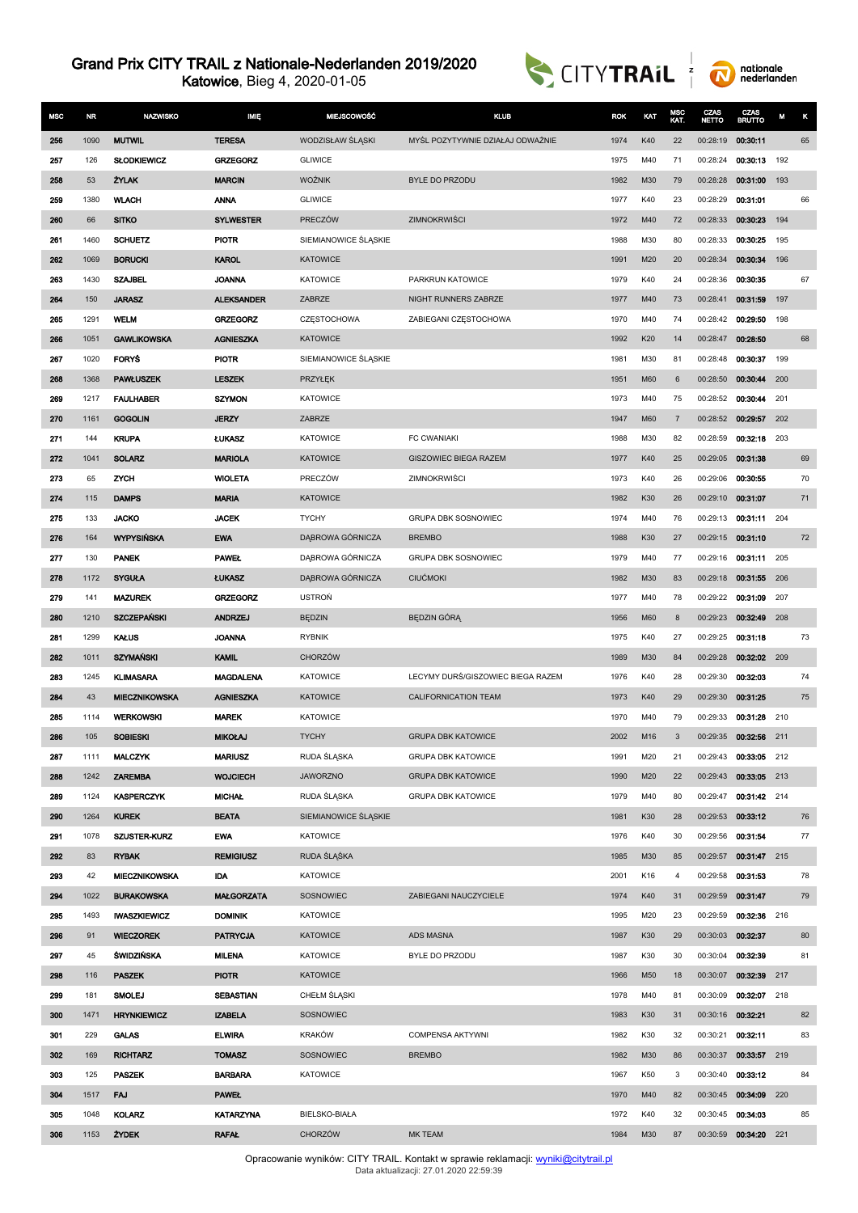# Grand Prix CITY TRAIL z Nationale-Nederlanden 2019/2020

**Katowice**, Bieg 4, 2020-01-05

| MSC | NR | NAZWISKO | IMIĘ | MIEJSCOWOŚĆ | KLUB | ROK | KAT | MSC KAT. | CZAS NETTO | CZAS BRUTTO | M | K |
|---|---|---|---|---|---|---|---|---|---|---|---|---|
| 256 | 1090 | MUTWIL | TERESA | WODZISŁAW ŚLĄSKI | MYŚL POZYTYWNIE DZIAŁAJ ODWAŻNIE | 1974 | K40 | 22 | 00:28:19 | 00:30:11 | | 65 |
| 257 | 126 | SŁODKIEWICZ | GRZEGORZ | GLIWICE | | 1975 | M40 | 71 | 00:28:24 | 00:30:13 | 192 | |
| 258 | 53 | ŻYLAK | MARCIN | WOŹNIK | BYLE DO PRZODU | 1982 | M30 | 79 | 00:28:28 | 00:31:00 | 193 | |
| 259 | 1380 | WLACH | ANNA | GLIWICE | | 1977 | K40 | 23 | 00:28:29 | 00:31:01 | | 66 |
| 260 | 66 | SITKO | SYLWESTER | PRECZÓW | ZIMNOKRWIŚCI | 1972 | M40 | 72 | 00:28:33 | 00:30:23 | 194 | |
| 261 | 1460 | SCHUETZ | PIOTR | SIEMIANOWICE ŚLĄSKIE | | 1988 | M30 | 80 | 00:28:33 | 00:30:25 | 195 | |
| 262 | 1069 | BORUCKI | KAROL | KATOWICE | | 1991 | M20 | 20 | 00:28:34 | 00:30:34 | 196 | |
| 263 | 1430 | SZAJBEL | JOANNA | KATOWICE | PARKRUN KATOWICE | 1979 | K40 | 24 | 00:28:36 | 00:30:35 | | 67 |
| 264 | 150 | JARASZ | ALEKSANDER | ZABRZE | NIGHT RUNNERS ZABRZE | 1977 | M40 | 73 | 00:28:41 | 00:31:59 | 197 | |
| 265 | 1291 | WELM | GRZEGORZ | CZĘSTOCHOWA | ZABIEGANI CZĘSTOCHOWA | 1970 | M40 | 74 | 00:28:42 | 00:29:50 | 198 | |
| 266 | 1051 | GAWLIKOWSKA | AGNIESZKA | KATOWICE | | 1992 | K20 | 14 | 00:28:47 | 00:28:50 | | 68 |
| 267 | 1020 | FORYŚ | PIOTR | SIEMIANOWICE ŚLĄSKIE | | 1981 | M30 | 81 | 00:28:48 | 00:30:37 | 199 | |
| 268 | 1368 | PAWŁUSZEK | LESZEK | PRZYŁĘK | | 1951 | M60 | 6 | 00:28:50 | 00:30:44 | 200 | |
| 269 | 1217 | FAULHABER | SZYMON | KATOWICE | | 1973 | M40 | 75 | 00:28:52 | 00:30:44 | 201 | |
| 270 | 1161 | GOGOLIN | JERZY | ZABRZE | | 1947 | M60 | 7 | 00:28:52 | 00:29:57 | 202 | |
| 271 | 144 | KRUPA | ŁUKASZ | KATOWICE | FC CWANIAKI | 1988 | M30 | 82 | 00:28:59 | 00:32:18 | 203 | |
| 272 | 1041 | SOLARZ | MARIOLA | KATOWICE | GISZOWIEC BIEGA RAZEM | 1977 | K40 | 25 | 00:29:05 | 00:31:38 | | 69 |
| 273 | 65 | ZYCH | WIOLETA | PRECZÓW | ZIMNOKRWIŚCI | 1973 | K40 | 26 | 00:29:06 | 00:30:55 | | 70 |
| 274 | 115 | DAMPS | MARIA | KATOWICE | | 1982 | K30 | 26 | 00:29:10 | 00:31:07 | | 71 |
| 275 | 133 | JACKO | JACEK | TYCHY | GRUPA DBK SOSNOWIEC | 1974 | M40 | 76 | 00:29:13 | 00:31:11 | 204 | |
| 276 | 164 | WYPYSIŃSKA | EWA | DĄBROWA GÓRNICZA | BREMBO | 1988 | K30 | 27 | 00:29:15 | 00:31:10 | | 72 |
| 277 | 130 | PANEK | PAWEŁ | DĄBROWA GÓRNICZA | GRUPA DBK SOSNOWIEC | 1979 | M40 | 77 | 00:29:16 | 00:31:11 | 205 | |
| 278 | 1172 | SYGUŁA | ŁUKASZ | DĄBROWA GÓRNICZA | CIUĆMOKI | 1982 | M30 | 83 | 00:29:18 | 00:31:55 | 206 | |
| 279 | 141 | MAZUREK | GRZEGORZ | USTROŃ | | 1977 | M40 | 78 | 00:29:22 | 00:31:09 | 207 | |
| 280 | 1210 | SZCZEPAŃSKI | ANDRZEJ | BĘDZIN | BĘDZIN GÓRĄ | 1956 | M60 | 8 | 00:29:23 | 00:32:49 | 208 | |
| 281 | 1299 | KAŁUS | JOANNA | RYBNIK | | 1975 | K40 | 27 | 00:29:25 | 00:31:18 | | 73 |
| 282 | 1011 | SZYMAŃSKI | KAMIL | CHORZÓW | | 1989 | M30 | 84 | 00:29:28 | 00:32:02 | 209 | |
| 283 | 1245 | KLIMASARA | MAGDALENA | KATOWICE | LECYMY DURŚ/GISZOWIEC BIEGA RAZEM | 1976 | K40 | 28 | 00:29:30 | 00:32:03 | | 74 |
| 284 | 43 | MIECZNIKOWSKA | AGNIESZKA | KATOWICE | CALIFORNICATION TEAM | 1973 | K40 | 29 | 00:29:30 | 00:31:25 | | 75 |
| 285 | 1114 | WERKOWSKI | MAREK | KATOWICE | | 1970 | M40 | 79 | 00:29:33 | 00:31:28 | 210 | |
| 286 | 105 | SOBIESKI | MIKOŁAJ | TYCHY | GRUPA DBK KATOWICE | 2002 | M16 | 3 | 00:29:35 | 00:32:56 | 211 | |
| 287 | 1111 | MALCZYK | MARIUSZ | RUDA ŚLĄSKA | GRUPA DBK KATOWICE | 1991 | M20 | 21 | 00:29:43 | 00:33:05 | 212 | |
| 288 | 1242 | ZAREMBA | WOJCIECH | JAWORZNO | GRUPA DBK KATOWICE | 1990 | M20 | 22 | 00:29:43 | 00:33:05 | 213 | |
| 289 | 1124 | KASPERCZYK | MICHAŁ | RUDA ŚLĄSKA | GRUPA DBK KATOWICE | 1979 | M40 | 80 | 00:29:47 | 00:31:42 | 214 | |
| 290 | 1264 | KUREK | BEATA | SIEMIANOWICE ŚLĄSKIE | | 1981 | K30 | 28 | 00:29:53 | 00:33:12 | | 76 |
| 291 | 1078 | SZUSTER-KURZ | EWA | KATOWICE | | 1976 | K40 | 30 | 00:29:56 | 00:31:54 | | 77 |
| 292 | 83 | RYBAK | REMIGIUSZ | RUDA ŚLĄSKA | | 1985 | M30 | 85 | 00:29:57 | 00:31:47 | 215 | |
| 293 | 42 | MIECZNIKOWSKA | IDA | KATOWICE | | 2001 | K16 | 4 | 00:29:58 | 00:31:53 | | 78 |
| 294 | 1022 | BURAKOWSKA | MAŁGORZATA | SOSNOWIEC | ZABIEGANI NAUCZYCIELE | 1974 | K40 | 31 | 00:29:59 | 00:31:47 | | 79 |
| 295 | 1493 | IWASZKIEWICZ | DOMINIK | KATOWICE | | 1995 | M20 | 23 | 00:29:59 | 00:32:36 | 216 | |
| 296 | 91 | WIECZOREK | PATRYCJA | KATOWICE | ADS MASNA | 1987 | K30 | 29 | 00:30:03 | 00:32:37 | | 80 |
| 297 | 45 | ŚWIDZIŃSKA | MILENA | KATOWICE | BYLE DO PRZODU | 1987 | K30 | 30 | 00:30:04 | 00:32:39 | | 81 |
| 298 | 116 | PASZEK | PIOTR | KATOWICE | | 1966 | M50 | 18 | 00:30:07 | 00:32:39 | 217 | |
| 299 | 181 | SMOLEJ | SEBASTIAN | CHEŁM ŚLĄSKI | | 1978 | M40 | 81 | 00:30:09 | 00:32:07 | 218 | |
| 300 | 1471 | HRYNKIEWICZ | IZABELA | SOSNOWIEC | | 1983 | K30 | 31 | 00:30:16 | 00:32:21 | | 82 |
| 301 | 229 | GALAS | ELWIRA | KRAKÓW | COMPENSA AKTYWNI | 1982 | K30 | 32 | 00:30:21 | 00:32:11 | | 83 |
| 302 | 169 | RICHTARZ | TOMASZ | SOSNOWIEC | BREMBO | 1982 | M30 | 86 | 00:30:37 | 00:33:57 | 219 | |
| 303 | 125 | PASZEK | BARBARA | KATOWICE | | 1967 | K50 | 3 | 00:30:40 | 00:33:12 | | 84 |
| 304 | 1517 | FAJ | PAWEŁ | | | 1970 | M40 | 82 | 00:30:45 | 00:34:09 | 220 | |
| 305 | 1048 | KOLARZ | KATARZYNA | BIELSKO-BIAŁA | | 1972 | K40 | 32 | 00:30:45 | 00:34:03 | | 85 |
| 306 | 1153 | ŻYDEK | RAFAŁ | CHORZÓW | MK TEAM | 1984 | M30 | 87 | 00:30:59 | 00:34:20 | 221 | |

Opracowanie wyników: CITY TRAIL. Kontakt w sprawie reklamacji: wyniki@citytrail.pl
Data aktualizacji: 27.01.2020 22:59:39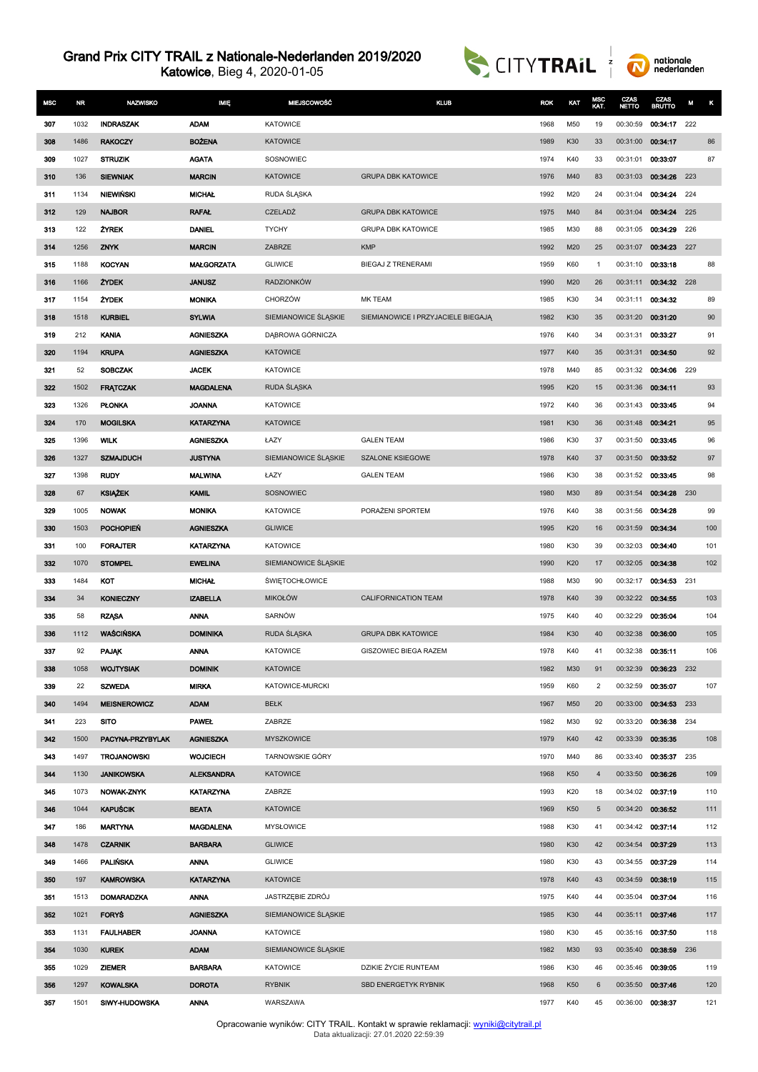# Grand Prix CITY TRAIL z Nationale-Nederlanden 2019/2020

**Katowice**, Bieg 4, 2020-01-05

| MSC | NR | NAZWISKO | IMIĘ | MIEJSCOWOŚĆ | KLUB | ROK | KAT | MSC KAT. | CZAS NETTO | CZAS BRUTTO | M | K |
|---|---|---|---|---|---|---|---|---|---|---|---|---|
| 307 | 1032 | INDRASZAK | ADAM | KATOWICE | | 1968 | M50 | 19 | 00:30:59 | 00:34:17 | 222 | |
| 308 | 1486 | RAKOCZY | BOŻENA | KATOWICE | | 1989 | K30 | 33 | 00:31:00 | 00:34:17 | | 86 |
| 309 | 1027 | STRUZIK | AGATA | SOSNOWIEC | | 1974 | K40 | 33 | 00:31:01 | 00:33:07 | | 87 |
| 310 | 136 | SIEWNIAK | MARCIN | KATOWICE | GRUPA DBK KATOWICE | 1976 | M40 | 83 | 00:31:03 | 00:34:26 | 223 | |
| 311 | 1134 | NIEWIŃSKI | MICHAŁ | RUDA ŚLĄSKA | | 1992 | M20 | 24 | 00:31:04 | 00:34:24 | 224 | |
| 312 | 129 | NAJBOR | RAFAŁ | CZELADŹ | GRUPA DBK KATOWICE | 1975 | M40 | 84 | 00:31:04 | 00:34:24 | 225 | |
| 313 | 122 | ŻYREK | DANIEL | TYCHY | GRUPA DBK KATOWICE | 1985 | M30 | 88 | 00:31:05 | 00:34:29 | 226 | |
| 314 | 1256 | ZNYK | MARCIN | ZABRZE | KMP | 1992 | M20 | 25 | 00:31:07 | 00:34:23 | 227 | |
| 315 | 1188 | KOCYAN | MAŁGORZATA | GLIWICE | BIEGAJ Z TRENERAMI | 1959 | K60 | 1 | 00:31:10 | 00:33:18 | | 88 |
| 316 | 1166 | ŻYDEK | JANUSZ | RADZIONKÓW | | 1990 | M20 | 26 | 00:31:11 | 00:34:32 | 228 | |
| 317 | 1154 | ŻYDEK | MONIKA | CHORZÓW | MK TEAM | 1985 | K30 | 34 | 00:31:11 | 00:34:32 | | 89 |
| 318 | 1518 | KURBIEL | SYLWIA | SIEMIANOWICE ŚLĄSKIE | SIEMIANOWICE I PRZYJACIELE BIEGAJĄ | 1982 | K30 | 35 | 00:31:20 | 00:31:20 | | 90 |
| 319 | 212 | KANIA | AGNIESZKA | DĄBROWA GÓRNICZA | | 1976 | K40 | 34 | 00:31:31 | 00:33:27 | | 91 |
| 320 | 1194 | KRUPA | AGNIESZKA | KATOWICE | | 1977 | K40 | 35 | 00:31:31 | 00:34:50 | | 92 |
| 321 | 52 | SOBCZAK | JACEK | KATOWICE | | 1978 | M40 | 85 | 00:31:32 | 00:34:06 | 229 | |
| 322 | 1502 | FRĄTCZAK | MAGDALENA | RUDA ŚLĄSKA | | 1995 | K20 | 15 | 00:31:36 | 00:34:11 | | 93 |
| 323 | 1326 | PŁONKA | JOANNA | KATOWICE | | 1972 | K40 | 36 | 00:31:43 | 00:33:45 | | 94 |
| 324 | 170 | MOGILSKA | KATARZYNA | KATOWICE | | 1981 | K30 | 36 | 00:31:48 | 00:34:21 | | 95 |
| 325 | 1396 | WILK | AGNIESZKA | ŁAZY | GALEN TEAM | 1986 | K30 | 37 | 00:31:50 | 00:33:45 | | 96 |
| 326 | 1327 | SZMAJDUCH | JUSTYNA | SIEMIANOWICE ŚLĄSKIE | SZALONE KSIEGOWE | 1978 | K40 | 37 | 00:31:50 | 00:33:52 | | 97 |
| 327 | 1398 | RUDY | MALWINA | ŁAZY | GALEN TEAM | 1986 | K30 | 38 | 00:31:52 | 00:33:45 | | 98 |
| 328 | 67 | KSIĄŻEK | KAMIL | SOSNOWIEC | | 1980 | M30 | 89 | 00:31:54 | 00:34:28 | 230 | |
| 329 | 1005 | NOWAK | MONIKA | KATOWICE | PORAŻENI SPORTEM | 1976 | K40 | 38 | 00:31:56 | 00:34:28 | | 99 |
| 330 | 1503 | POCHOPIEŃ | AGNIESZKA | GLIWICE | | 1995 | K20 | 16 | 00:31:59 | 00:34:34 | | 100 |
| 331 | 100 | FORAJTER | KATARZYNA | KATOWICE | | 1980 | K30 | 39 | 00:32:03 | 00:34:40 | | 101 |
| 332 | 1070 | STOMPEL | EWELINA | SIEMIANOWICE ŚLĄSKIE | | 1990 | K20 | 17 | 00:32:05 | 00:34:38 | | 102 |
| 333 | 1484 | KOT | MICHAŁ | ŚWIĘTOCHŁOWICE | | 1988 | M30 | 90 | 00:32:17 | 00:34:53 | 231 | |
| 334 | 34 | KONIECZNY | IZABELLA | MIKOŁÓW | CALIFORNICATION TEAM | 1978 | K40 | 39 | 00:32:22 | 00:34:55 | | 103 |
| 335 | 58 | RZĄSA | ANNA | SARNÓW | | 1975 | K40 | 40 | 00:32:29 | 00:35:04 | | 104 |
| 336 | 1112 | WAŚCIŃSKA | DOMINIKA | RUDA ŚLĄSKA | GRUPA DBK KATOWICE | 1984 | K30 | 40 | 00:32:38 | 00:36:00 | | 105 |
| 337 | 92 | PAJĄK | ANNA | KATOWICE | GISZOWIEC BIEGA RAZEM | 1978 | K40 | 41 | 00:32:38 | 00:35:11 | | 106 |
| 338 | 1058 | WOJTYSIAK | DOMINIK | KATOWICE | | 1982 | M30 | 91 | 00:32:39 | 00:36:23 | 232 | |
| 339 | 22 | SZWEDA | MIRKA | KATOWICE-MURCKI | | 1959 | K60 | 2 | 00:32:59 | 00:35:07 | | 107 |
| 340 | 1494 | MEISNEROWICZ | ADAM | BEŁK | | 1967 | M50 | 20 | 00:33:00 | 00:34:53 | 233 | |
| 341 | 223 | SITO | PAWEŁ | ZABRZE | | 1982 | M30 | 92 | 00:33:20 | 00:36:38 | 234 | |
| 342 | 1500 | PACYNA-PRZYBYLAK | AGNIESZKA | MYSZKOWICE | | 1979 | K40 | 42 | 00:33:39 | 00:35:35 | | 108 |
| 343 | 1497 | TROJANOWSKI | WOJCIECH | TARNOWSKIE GÓRY | | 1970 | M40 | 86 | 00:33:40 | 00:35:37 | 235 | |
| 344 | 1130 | JANIKOWSKA | ALEKSANDRA | KATOWICE | | 1968 | K50 | 4 | 00:33:50 | 00:36:26 | | 109 |
| 345 | 1073 | NOWAK-ZNYK | KATARZYNA | ZABRZE | | 1993 | K20 | 18 | 00:34:02 | 00:37:19 | | 110 |
| 346 | 1044 | KAPUŚCIK | BEATA | KATOWICE | | 1969 | K50 | 5 | 00:34:20 | 00:36:52 | | 111 |
| 347 | 186 | MARTYNA | MAGDALENA | MYSŁOWICE | | 1988 | K30 | 41 | 00:34:42 | 00:37:14 | | 112 |
| 348 | 1478 | CZARNIK | BARBARA | GLIWICE | | 1980 | K30 | 42 | 00:34:54 | 00:37:29 | | 113 |
| 349 | 1466 | PALIŃSKA | ANNA | GLIWICE | | 1980 | K30 | 43 | 00:34:55 | 00:37:29 | | 114 |
| 350 | 197 | KAMROWSKA | KATARZYNA | KATOWICE | | 1978 | K40 | 43 | 00:34:59 | 00:38:19 | | 115 |
| 351 | 1513 | DOMARADZKA | ANNA | JASTRZĘBIE ZDRÓJ | | 1975 | K40 | 44 | 00:35:04 | 00:37:04 | | 116 |
| 352 | 1021 | FORYŚ | AGNIESZKA | SIEMIANOWICE ŚLĄSKIE | | 1985 | K30 | 44 | 00:35:11 | 00:37:46 | | 117 |
| 353 | 1131 | FAULHABER | JOANNA | KATOWICE | | 1980 | K30 | 45 | 00:35:16 | 00:37:50 | | 118 |
| 354 | 1030 | KUREK | ADAM | SIEMIANOWICE ŚLĄSKIE | | 1982 | M30 | 93 | 00:35:40 | 00:38:59 | 236 | |
| 355 | 1029 | ZIEMER | BARBARA | KATOWICE | DZIKIE ŻYCIE RUNTEAM | 1986 | K30 | 46 | 00:35:46 | 00:39:05 | | 119 |
| 356 | 1297 | KOWALSKA | DOROTA | RYBNIK | SBD ENERGETYK RYBNIK | 1968 | K50 | 6 | 00:35:50 | 00:37:46 | | 120 |
| 357 | 1501 | SIWY-HUDOWSKA | ANNA | WARSZAWA | | 1977 | K40 | 45 | 00:36:00 | 00:38:37 | | 121 |

Opracowanie wyników: CITY TRAIL. Kontakt w sprawie reklamacji: wyniki@citytrail.pl
Data aktualizacji: 27.01.2020 22:59:39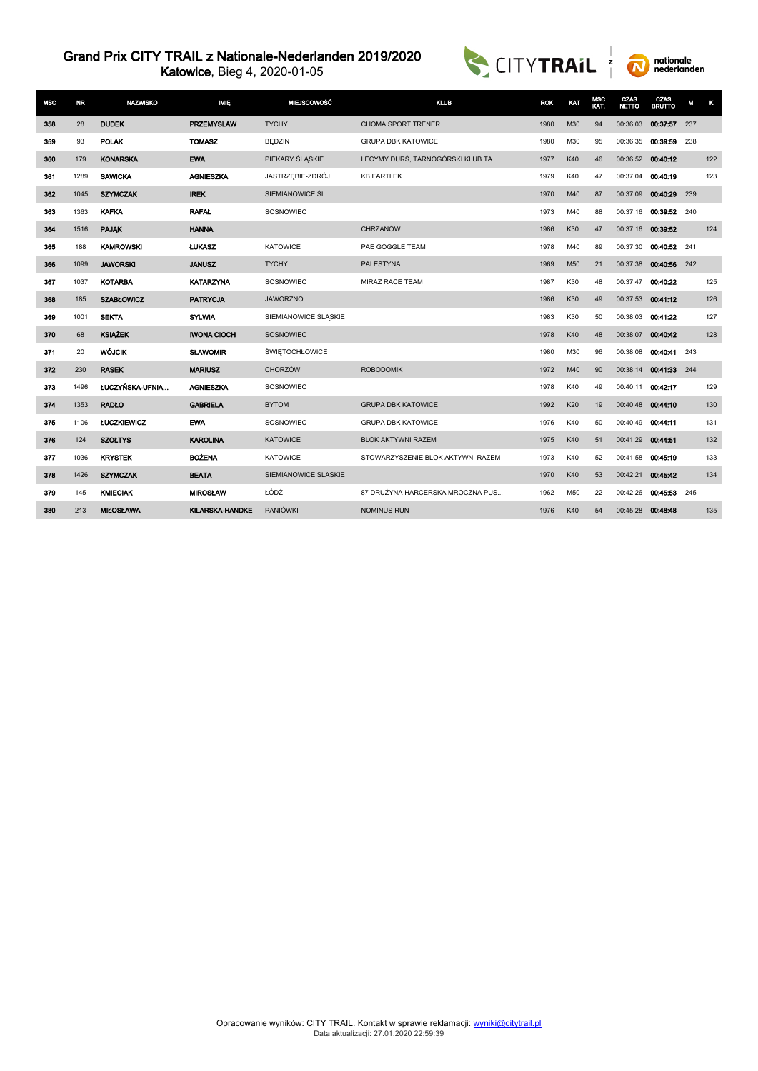# Grand Prix CITY TRAIL z Nationale-Nederlanden 2019/2020

**Katowice**, Bieg 4, 2020-01-05

| MSC | NR | NAZWISKO | IMIĘ | MIEJSCOWOŚĆ | KLUB | ROK | KAT | MSC KAT. | CZAS NETTO | CZAS BRUTTO | M | K |
|---|---|---|---|---|---|---|---|---|---|---|---|---|
| 358 | 28 | DUDEK | PRZEMYSLAW | TYCHY | CHOMA SPORT TRENER | 1980 | M30 | 94 | 00:36:03 | 00:37:57 | 237 | |
| 359 | 93 | POLAK | TOMASZ | BĘDZIN | GRUPA DBK KATOWICE | 1980 | M30 | 95 | 00:36:35 | 00:39:59 | 238 | |
| 360 | 179 | KONARSKA | EWA | PIEKARY ŚLĄSKIE | LECYMY DURŚ, TARNOGÓRSKI KLUB TA... | 1977 | K40 | 46 | 00:36:52 | 00:40:12 | | 122 |
| 361 | 1289 | SAWICKA | AGNIESZKA | JASTRZĘBIE-ZDRÓJ | KB FARTLEK | 1979 | K40 | 47 | 00:37:04 | 00:40:19 | | 123 |
| 362 | 1045 | SZYMCZAK | IREK | SIEMIANOWICE ŚL. | | 1970 | M40 | 87 | 00:37:09 | 00:40:29 | 239 | |
| 363 | 1363 | KAFKA | RAFAŁ | SOSNOWIEC | | 1973 | M40 | 88 | 00:37:16 | 00:39:52 | 240 | |
| 364 | 1516 | PAJĄK | HANNA | | CHRZANÓW | 1986 | K30 | 47 | 00:37:16 | 00:39:52 | | 124 |
| 365 | 188 | KAMROWSKI | ŁUKASZ | KATOWICE | PAE GOGGLE TEAM | 1978 | M40 | 89 | 00:37:30 | 00:40:52 | 241 | |
| 366 | 1099 | JAWORSKI | JANUSZ | TYCHY | PALESTYNA | 1969 | M50 | 21 | 00:37:38 | 00:40:56 | 242 | |
| 367 | 1037 | KOTARBA | KATARZYNA | SOSNOWIEC | MIRAZ RACE TEAM | 1987 | K30 | 48 | 00:37:47 | 00:40:22 | | 125 |
| 368 | 185 | SZABŁOWICZ | PATRYCJA | JAWORZNO | | 1986 | K30 | 49 | 00:37:53 | 00:41:12 | | 126 |
| 369 | 1001 | SEKTA | SYLWIA | SIEMIANOWICE ŚLĄSKIE | | 1983 | K30 | 50 | 00:38:03 | 00:41:22 | | 127 |
| 370 | 68 | KSIĄŻEK | IWONA CIOCH | SOSNOWIEC | | 1978 | K40 | 48 | 00:38:07 | 00:40:42 | | 128 |
| 371 | 20 | WÓJCIK | SŁAWOMIR | ŚWIĘTOCHŁOWICE | | 1980 | M30 | 96 | 00:38:08 | 00:40:41 | 243 | |
| 372 | 230 | RASEK | MARIUSZ | CHORZÓW | ROBODOMIK | 1972 | M40 | 90 | 00:38:14 | 00:41:33 | 244 | |
| 373 | 1496 | ŁUCZYŃSKA-UFNIA... | AGNIESZKA | SOSNOWIEC | | 1978 | K40 | 49 | 00:40:11 | 00:42:17 | | 129 |
| 374 | 1353 | RADŁO | GABRIELA | BYTOM | GRUPA DBK KATOWICE | 1992 | K20 | 19 | 00:40:48 | 00:44:10 | | 130 |
| 375 | 1106 | ŁUCZKIEWICZ | EWA | SOSNOWIEC | GRUPA DBK KATOWICE | 1976 | K40 | 50 | 00:40:49 | 00:44:11 | | 131 |
| 376 | 124 | SZOŁTYS | KAROLINA | KATOWICE | BLOK AKTYWNI RAZEM | 1975 | K40 | 51 | 00:41:29 | 00:44:51 | | 132 |
| 377 | 1036 | KRYSTEK | BOŻENA | KATOWICE | STOWARZYSZENIE BLOK AKTYWNI RAZEM | 1973 | K40 | 52 | 00:41:58 | 00:45:19 | | 133 |
| 378 | 1426 | SZYMCZAK | BEATA | SIEMIANOWICE SLASKIE | | 1970 | K40 | 53 | 00:42:21 | 00:45:42 | | 134 |
| 379 | 145 | KMIECIAK | MIROSŁAW | ŁÓDŹ | 87 DRUŻYNA HARCERSKA MROCZNA PUS... | 1962 | M50 | 22 | 00:42:26 | 00:45:53 | 245 | |
| 380 | 213 | MIŁOSŁAWA | KILARSKA-HANDKE | PANIÓWKI | NOMINUS RUN | 1976 | K40 | 54 | 00:45:28 | 00:48:48 | | 135 |

Opracowanie wyników: CITY TRAIL. Kontakt w sprawie reklamacji: wyniki@citytrail.pl
Data aktualizacji: 27.01.2020 22:59:39